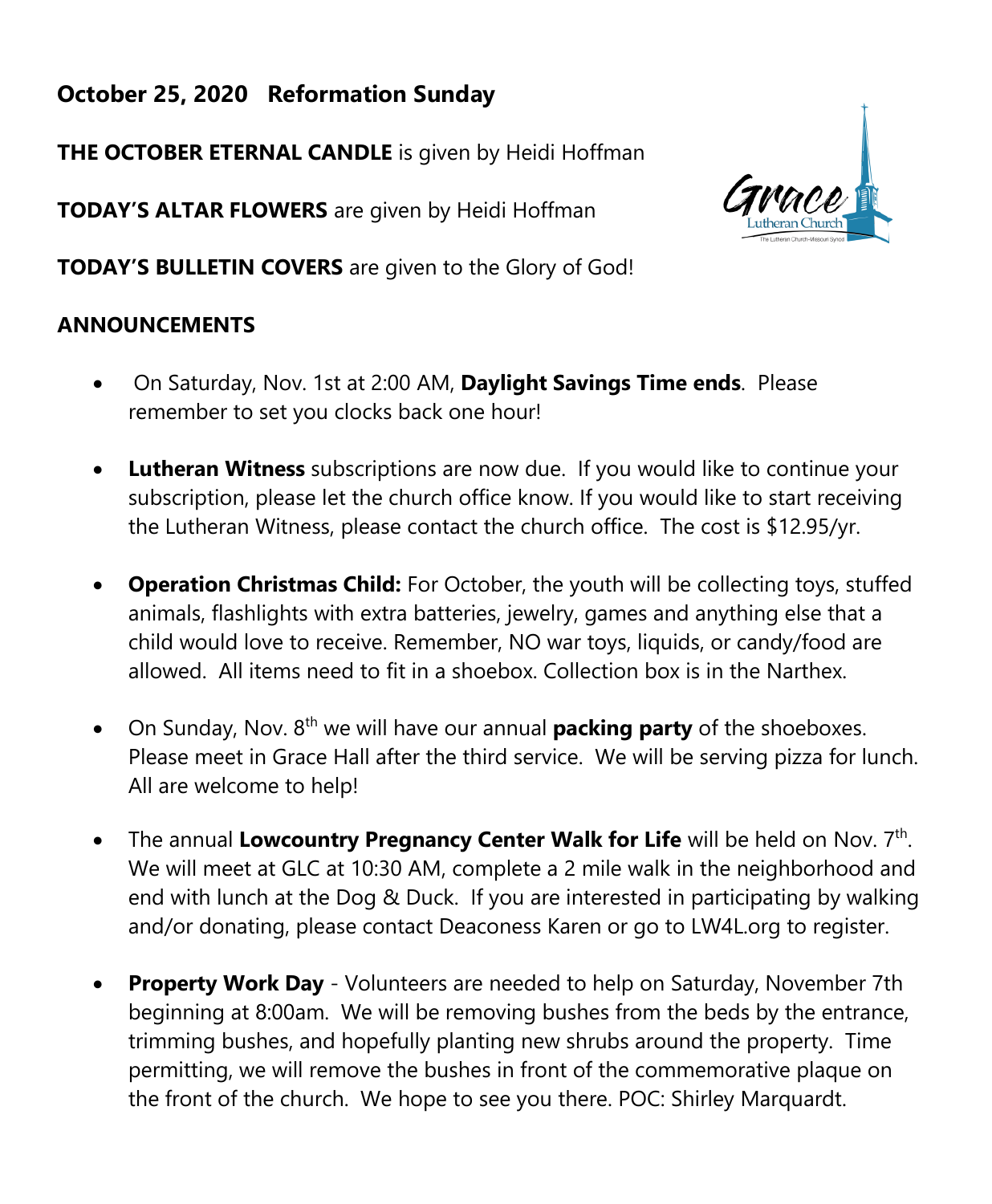**October 25, 2020 Reformation Sunday**

**THE OCTOBER ETERNAL CANDLE** is given by Heidi Hoffman

**TODAY'S ALTAR FLOWERS** are given by Heidi Hoffman

**TODAY'S BULLETIN COVERS** are given to the Glory of God!

**ANNOUNCEMENTS**

- On Saturday, Nov. 1st at 2:00 AM, **Daylight Savings Time ends**. Please remember to set you clocks back one hour!

- **Lutheran Witness** subscriptions are now due. If you would like to continue your subscription, please let the church office know. If you would like to start receiving the Lutheran Witness, please contact the church office. The cost is $12.95/yr.

- **Operation Christmas Child:** For October, the youth will be collecting toys, stuffed animals, flashlights with extra batteries, jewelry, games and anything else that a child would love to receive. Remember, NO war toys, liquids, or candy/food are allowed. All items need to fit in a shoebox. Collection box is in the Narthex.

- On Sunday, Nov. 8th we will have our annual **packing party** of the shoeboxes. Please meet in Grace Hall after the third service. We will be serving pizza for lunch. All are welcome to help!

- The annual **Lowcountry Pregnancy Center Walk for Life** will be held on Nov. 7th. We will meet at GLC at 10:30 AM, complete a 2 mile walk in the neighborhood and end with lunch at the Dog & Duck. If you are interested in participating by walking and/or donating, please contact Deaconess Karen or go to LW4L.org to register.

- **Property Work Day** - Volunteers are needed to help on Saturday, November 7th beginning at 8:00am. We will be removing bushes from the beds by the entrance, trimming bushes, and hopefully planting new shrubs around the property. Time permitting, we will remove the bushes in front of the commemorative plaque on the front of the church. We hope to see you there. POC: Shirley Marquardt.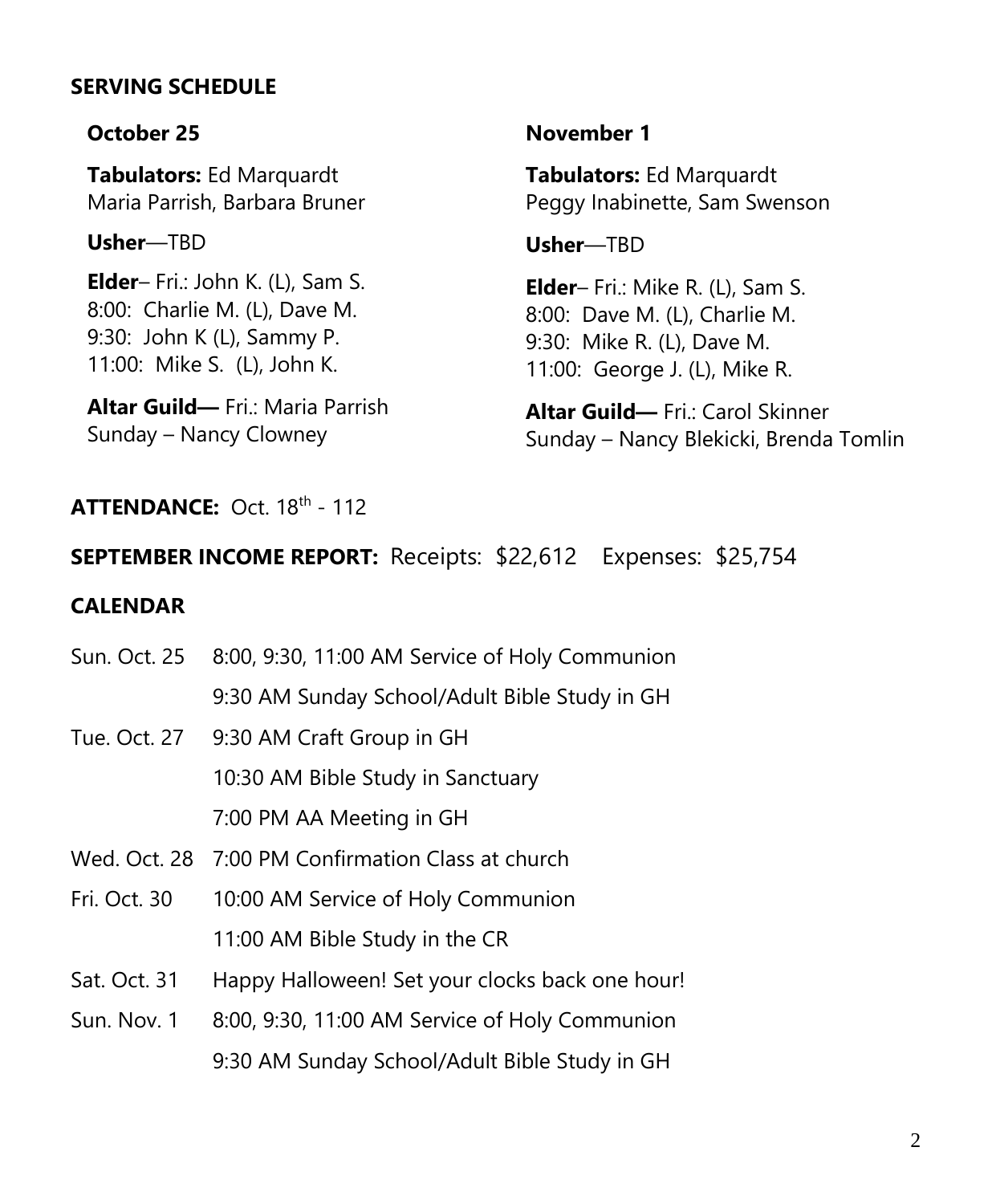## SERVING SCHEDULE

### October 25

**Tabulators:** Ed Marquardt
Maria Parrish, Barbara Bruner

**Usher**—TBD

**Elder**– Fri.: John K. (L), Sam S.
8:00: Charlie M. (L), Dave M.
9:30: John K (L), Sammy P.
11:00: Mike S. (L), John K.

**Altar Guild—** Fri.: Maria Parrish
Sunday – Nancy Clowney

### November 1

**Tabulators:** Ed Marquardt
Peggy Inabinette, Sam Swenson

**Usher**—TBD

**Elder**– Fri.: Mike R. (L), Sam S.
8:00: Dave M. (L), Charlie M.
9:30: Mike R. (L), Dave M.
11:00: George J. (L), Mike R.

**Altar Guild—** Fri.: Carol Skinner
Sunday – Nancy Blekicki, Brenda Tomlin

**ATTENDANCE:** Oct. 18th - 112

**SEPTEMBER INCOME REPORT:** Receipts: $22,612 Expenses: $25,754

## CALENDAR

| | |
|---|---|
| Sun. Oct. 25 | 8:00, 9:30, 11:00 AM Service of Holy Communion |
| | 9:30 AM Sunday School/Adult Bible Study in GH |
| Tue. Oct. 27 | 9:30 AM Craft Group in GH |
| | 10:30 AM Bible Study in Sanctuary |
| | 7:00 PM AA Meeting in GH |
| Wed. Oct. 28 | 7:00 PM Confirmation Class at church |
| Fri. Oct. 30 | 10:00 AM Service of Holy Communion |
| | 11:00 AM Bible Study in the CR |
| Sat. Oct. 31 | Happy Halloween! Set your clocks back one hour! |
| Sun. Nov. 1 | 8:00, 9:30, 11:00 AM Service of Holy Communion |
| | 9:30 AM Sunday School/Adult Bible Study in GH |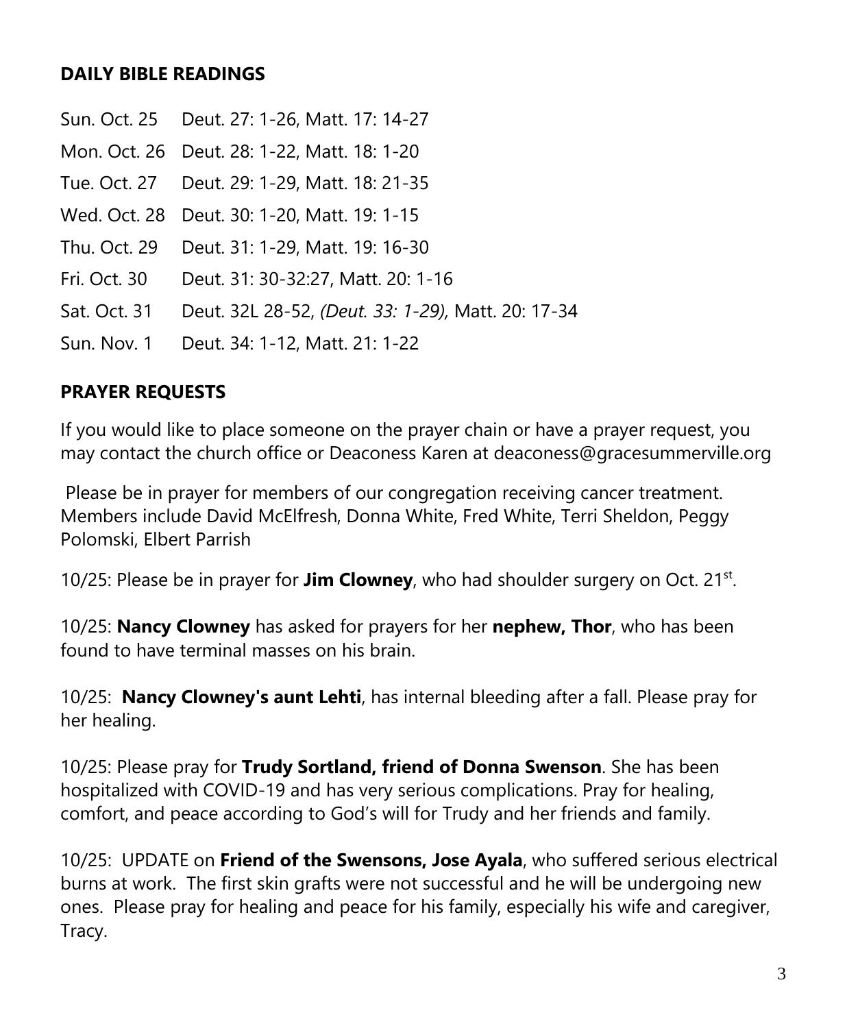## DAILY BIBLE READINGS

| | |
|---|---|
| Sun. Oct. 25 | Deut. 27: 1-26, Matt. 17: 14-27 |
| Mon. Oct. 26 | Deut. 28: 1-22, Matt. 18: 1-20 |
| Tue. Oct. 27 | Deut. 29: 1-29, Matt. 18: 21-35 |
| Wed. Oct. 28 | Deut. 30: 1-20, Matt. 19: 1-15 |
| Thu. Oct. 29 | Deut. 31: 1-29, Matt. 19: 16-30 |
| Fri. Oct. 30 | Deut. 31: 30-32:27, Matt. 20: 1-16 |
| Sat. Oct. 31 | Deut. 32L 28-52, *(Deut. 33: 1-29),* Matt. 20: 17-34 |
| Sun. Nov. 1 | Deut. 34: 1-12, Matt. 21: 1-22 |

## PRAYER REQUESTS

If you would like to place someone on the prayer chain or have a prayer request, you may contact the church office or Deaconess Karen at deaconess@gracesummerville.org

Please be in prayer for members of our congregation receiving cancer treatment. Members include David McElfresh, Donna White, Fred White, Terri Sheldon, Peggy Polomski, Elbert Parrish

10/25: Please be in prayer for **Jim Clowney**, who had shoulder surgery on Oct. 21st.

10/25: **Nancy Clowney** has asked for prayers for her **nephew, Thor**, who has been found to have terminal masses on his brain.

10/25: **Nancy Clowney's aunt Lehti**, has internal bleeding after a fall. Please pray for her healing.

10/25: Please pray for **Trudy Sortland, friend of Donna Swenson**. She has been hospitalized with COVID-19 and has very serious complications. Pray for healing, comfort, and peace according to God's will for Trudy and her friends and family.

10/25: UPDATE on **Friend of the Swensons, Jose Ayala**, who suffered serious electrical burns at work. The first skin grafts were not successful and he will be undergoing new ones. Please pray for healing and peace for his family, especially his wife and caregiver, Tracy.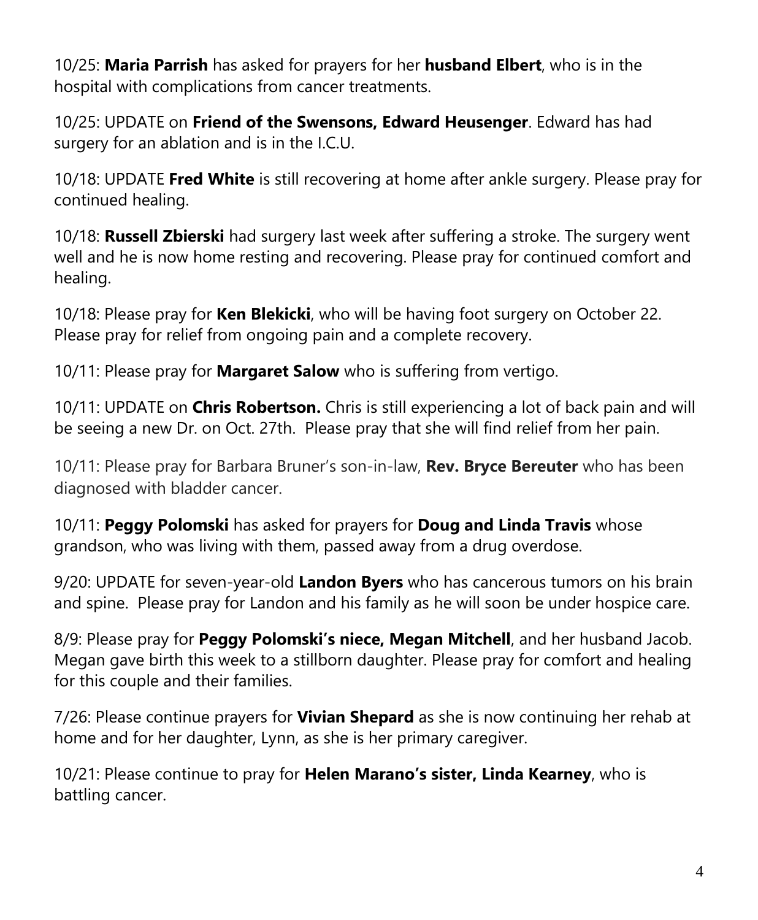10/25: **Maria Parrish** has asked for prayers for her **husband Elbert**, who is in the hospital with complications from cancer treatments.

10/25: UPDATE on **Friend of the Swensons, Edward Heusenger**. Edward has had surgery for an ablation and is in the I.C.U.

10/18: UPDATE **Fred White** is still recovering at home after ankle surgery. Please pray for continued healing.

10/18: **Russell Zbierski** had surgery last week after suffering a stroke. The surgery went well and he is now home resting and recovering. Please pray for continued comfort and healing.

10/18: Please pray for **Ken Blekicki**, who will be having foot surgery on October 22. Please pray for relief from ongoing pain and a complete recovery.

10/11: Please pray for **Margaret Salow** who is suffering from vertigo.

10/11: UPDATE on **Chris Robertson.** Chris is still experiencing a lot of back pain and will be seeing a new Dr. on Oct. 27th. Please pray that she will find relief from her pain.

10/11: Please pray for Barbara Bruner's son-in-law, **Rev. Bryce Bereuter** who has been diagnosed with bladder cancer.

10/11: **Peggy Polomski** has asked for prayers for **Doug and Linda Travis** whose grandson, who was living with them, passed away from a drug overdose.

9/20: UPDATE for seven-year-old **Landon Byers** who has cancerous tumors on his brain and spine. Please pray for Landon and his family as he will soon be under hospice care.

8/9: Please pray for **Peggy Polomski's niece, Megan Mitchell**, and her husband Jacob. Megan gave birth this week to a stillborn daughter. Please pray for comfort and healing for this couple and their families.

7/26: Please continue prayers for **Vivian Shepard** as she is now continuing her rehab at home and for her daughter, Lynn, as she is her primary caregiver.

10/21: Please continue to pray for **Helen Marano's sister, Linda Kearney**, who is battling cancer.